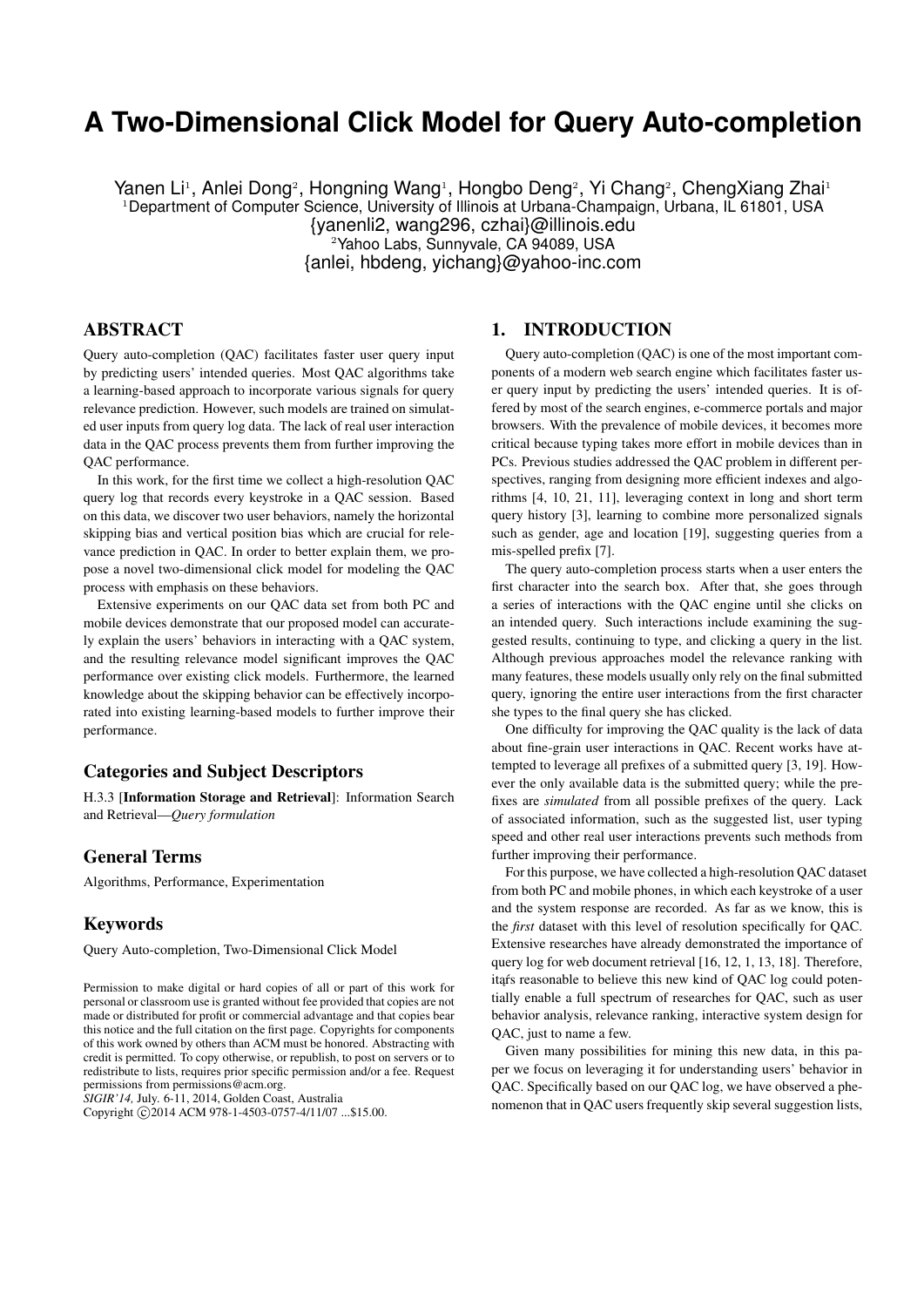# A Two-Dimensional Click Model for Query Auto-completion

Yanen Li[1], Anlei Dong[2], Hongning Wang[1], Hongbo Deng[2], Yi Chang[2], ChengXiang Zhai[1]
[1]Department of Computer Science, University of Illinois at Urbana-Champaign, Urbana, IL 61801, USA
{yanenli2, wang296, czhai}@illinois.edu
[2]Yahoo Labs, Sunnyvale, CA 94089, USA
{anlei, hbdeng, yichang}@yahoo-inc.com

## ABSTRACT

Query auto-completion (QAC) facilitates faster user query input by predicting users' intended queries. Most QAC algorithms take a learning-based approach to incorporate various signals for query relevance prediction. However, such models are trained on simulated user inputs from query log data. The lack of real user interaction data in the QAC process prevents them from further improving the QAC performance.

In this work, for the first time we collect a high-resolution QAC query log that records every keystroke in a QAC session. Based on this data, we discover two user behaviors, namely the horizontal skipping bias and vertical position bias which are crucial for relevance prediction in QAC. In order to better explain them, we propose a novel two-dimensional click model for modeling the QAC process with emphasis on these behaviors.

Extensive experiments on our QAC data set from both PC and mobile devices demonstrate that our proposed model can accurately explain the users' behaviors in interacting with a QAC system, and the resulting relevance model significant improves the QAC performance over existing click models. Furthermore, the learned knowledge about the skipping behavior can be effectively incorporated into existing learning-based models to further improve their performance.

### Categories and Subject Descriptors

H.3.3 [**Information Storage and Retrieval**]: Information Search and Retrieval—*Query formulation*

### General Terms

Algorithms, Performance, Experimentation

### Keywords

Query Auto-completion, Two-Dimensional Click Model

Permission to make digital or hard copies of all or part of this work for personal or classroom use is granted without fee provided that copies are not made or distributed for profit or commercial advantage and that copies bear this notice and the full citation on the first page. Copyrights for components of this work owned by others than ACM must be honored. Abstracting with credit is permitted. To copy otherwise, or republish, to post on servers or to redistribute to lists, requires prior specific permission and/or a fee. Request permissions from permissions@acm.org.
*SIGIR'14,* July. 6-11, 2014, Golden Coast, Australia
Copyright ©2014 ACM 978-1-4503-0757-4/11/07 ...$15.00.

## 1. INTRODUCTION

Query auto-completion (QAC) is one of the most important components of a modern web search engine which facilitates faster user query input by predicting the users' intended queries. It is offered by most of the search engines, e-commerce portals and major browsers. With the prevalence of mobile devices, it becomes more critical because typing takes more effort in mobile devices than in PCs. Previous studies addressed the QAC problem in different perspectives, ranging from designing more efficient indexes and algorithms [4, 10, 21, 11], leveraging context in long and short term query history [3], learning to combine more personalized signals such as gender, age and location [19], suggesting queries from a mis-spelled prefix [7].

The query auto-completion process starts when a user enters the first character into the search box. After that, she goes through a series of interactions with the QAC engine until she clicks on an intended query. Such interactions include examining the suggested results, continuing to type, and clicking a query in the list. Although previous approaches model the relevance ranking with many features, these models usually only rely on the final submitted query, ignoring the entire user interactions from the first character she types to the final query she has clicked.

One difficulty for improving the QAC quality is the lack of data about fine-grain user interactions in QAC. Recent works have attempted to leverage all prefixes of a submitted query [3, 19]. However the only available data is the submitted query; while the prefixes are *simulated* from all possible prefixes of the query. Lack of associated information, such as the suggested list, user typing speed and other real user interactions prevents such methods from further improving their performance.

For this purpose, we have collected a high-resolution QAC dataset from both PC and mobile phones, in which each keystroke of a user and the system response are recorded. As far as we know, this is the *first* dataset with this level of resolution specifically for QAC. Extensive researches have already demonstrated the importance of query log for web document retrieval [16, 12, 1, 13, 18]. Therefore, itąŕs reasonable to believe this new kind of QAC log could potentially enable a full spectrum of researches for QAC, such as user behavior analysis, relevance ranking, interactive system design for QAC, just to name a few.

Given many possibilities for mining this new data, in this paper we focus on leveraging it for understanding users' behavior in QAC. Specifically based on our QAC log, we have observed a phenomenon that in QAC users frequently skip several suggestion lists,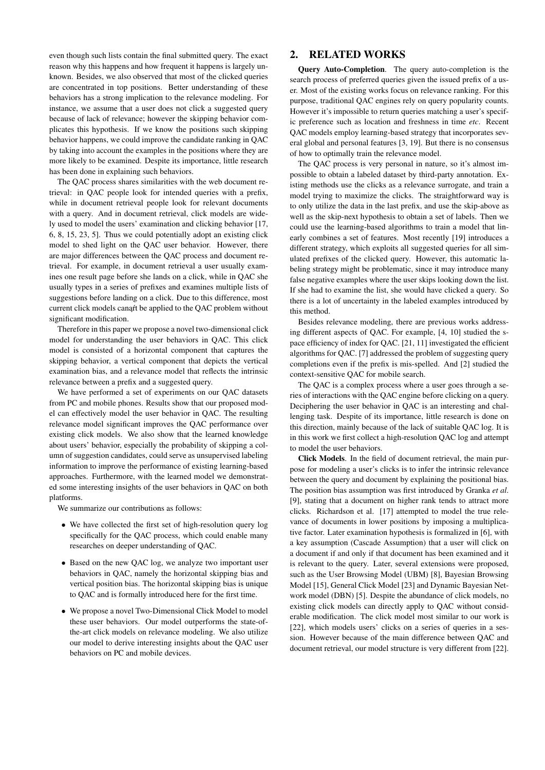even though such lists contain the final submitted query. The exact reason why this happens and how frequent it happens is largely unknown. Besides, we also observed that most of the clicked queries are concentrated in top positions. Better understanding of these behaviors has a strong implication to the relevance modeling. For instance, we assume that a user does not click a suggested query because of lack of relevance; however the skipping behavior complicates this hypothesis. If we know the positions such skipping behavior happens, we could improve the candidate ranking in QAC by taking into account the examples in the positions where they are more likely to be examined. Despite its importance, little research has been done in explaining such behaviors.

The QAC process shares similarities with the web document retrieval: in QAC people look for intended queries with a prefix, while in document retrieval people look for relevant documents with a query. And in document retrieval, click models are widely used to model the users' examination and clicking behavior [17, 6, 8, 15, 23, 5]. Thus we could potentially adopt an existing click model to shed light on the QAC user behavior. However, there are major differences between the QAC process and document retrieval. For example, in document retrieval a user usually examines one result page before she lands on a click, while in QAC she usually types in a series of prefixes and examines multiple lists of suggestions before landing on a click. Due to this difference, most current click models can't be applied to the QAC problem without significant modification.

Therefore in this paper we propose a novel two-dimensional click model for understanding the user behaviors in QAC. This click model is consisted of a horizontal component that captures the skipping behavior, a vertical component that depicts the vertical examination bias, and a relevance model that reflects the intrinsic relevance between a prefix and a suggested query.

We have performed a set of experiments on our QAC datasets from PC and mobile phones. Results show that our proposed model can effectively model the user behavior in QAC. The resulting relevance model significant improves the QAC performance over existing click models. We also show that the learned knowledge about users' behavior, especially the probability of skipping a column of suggestion candidates, could serve as unsupervised labeling information to improve the performance of existing learning-based approaches. Furthermore, with the learned model we demonstrated some interesting insights of the user behaviors in QAC on both platforms.

We summarize our contributions as follows:

- We have collected the first set of high-resolution query log specifically for the QAC process, which could enable many researches on deeper understanding of QAC.
- Based on the new QAC log, we analyze two important user behaviors in QAC, namely the horizontal skipping bias and vertical position bias. The horizontal skipping bias is unique to QAC and is formally introduced here for the first time.
- We propose a novel Two-Dimensional Click Model to model these user behaviors. Our model outperforms the state-of-the-art click models on relevance modeling. We also utilize our model to derive interesting insights about the QAC user behaviors on PC and mobile devices.

## 2. RELATED WORKS

**Query Auto-Completion**. The query auto-completion is the search process of preferred queries given the issued prefix of a user. Most of the existing works focus on relevance ranking. For this purpose, traditional QAC engines rely on query popularity counts. However it's impossible to return queries matching a user's specific preference such as location and freshness in time *etc*. Recent QAC models employ learning-based strategy that incorporates several global and personal features [3, 19]. But there is no consensus of how to optimally train the relevance model.

The QAC process is very personal in nature, so it's almost impossible to obtain a labeled dataset by third-party annotation. Existing methods use the clicks as a relevance surrogate, and train a model trying to maximize the clicks. The straightforward way is to only utilize the data in the last prefix, and use the skip-above as well as the skip-next hypothesis to obtain a set of labels. Then we could use the learning-based algorithms to train a model that linearly combines a set of features. Most recently [19] introduces a different strategy, which exploits all suggested queries for all simulated prefixes of the clicked query. However, this automatic labeling strategy might be problematic, since it may introduce many false negative examples where the user skips looking down the list. If she had to examine the list, she would have clicked a query. So there is a lot of uncertainty in the labeled examples introduced by this method.

Besides relevance modeling, there are previous works addressing different aspects of QAC. For example, [4, 10] studied the space efficiency of index for QAC. [21, 11] investigated the efficient algorithms for QAC. [7] addressed the problem of suggesting query completions even if the prefix is mis-spelled. And [2] studied the context-sensitive QAC for mobile search.

The QAC is a complex process where a user goes through a series of interactions with the QAC engine before clicking on a query. Deciphering the user behavior in QAC is an interesting and challenging task. Despite of its importance, little research is done on this direction, mainly because of the lack of suitable QAC log. It is in this work we first collect a high-resolution QAC log and attempt to model the user behaviors.

**Click Models**. In the field of document retrieval, the main purpose for modeling a user's clicks is to infer the intrinsic relevance between the query and document by explaining the positional bias. The position bias assumption was first introduced by Granka *et al*. [9], stating that a document on higher rank tends to attract more clicks. Richardson et al. [17] attempted to model the true relevance of documents in lower positions by imposing a multiplicative factor. Later examination hypothesis is formalized in [6], with a key assumption (Cascade Assumption) that a user will click on a document if and only if that document has been examined and it is relevant to the query. Later, several extensions were proposed, such as the User Browsing Model (UBM) [8], Bayesian Browsing Model [15], General Click Model [23] and Dynamic Bayesian Network model (DBN) [5]. Despite the abundance of click models, no existing click models can directly apply to QAC without considerable modification. The click model most similar to our work is [22], which models users' clicks on a series of queries in a session. However because of the main difference between QAC and document retrieval, our model structure is very different from [22].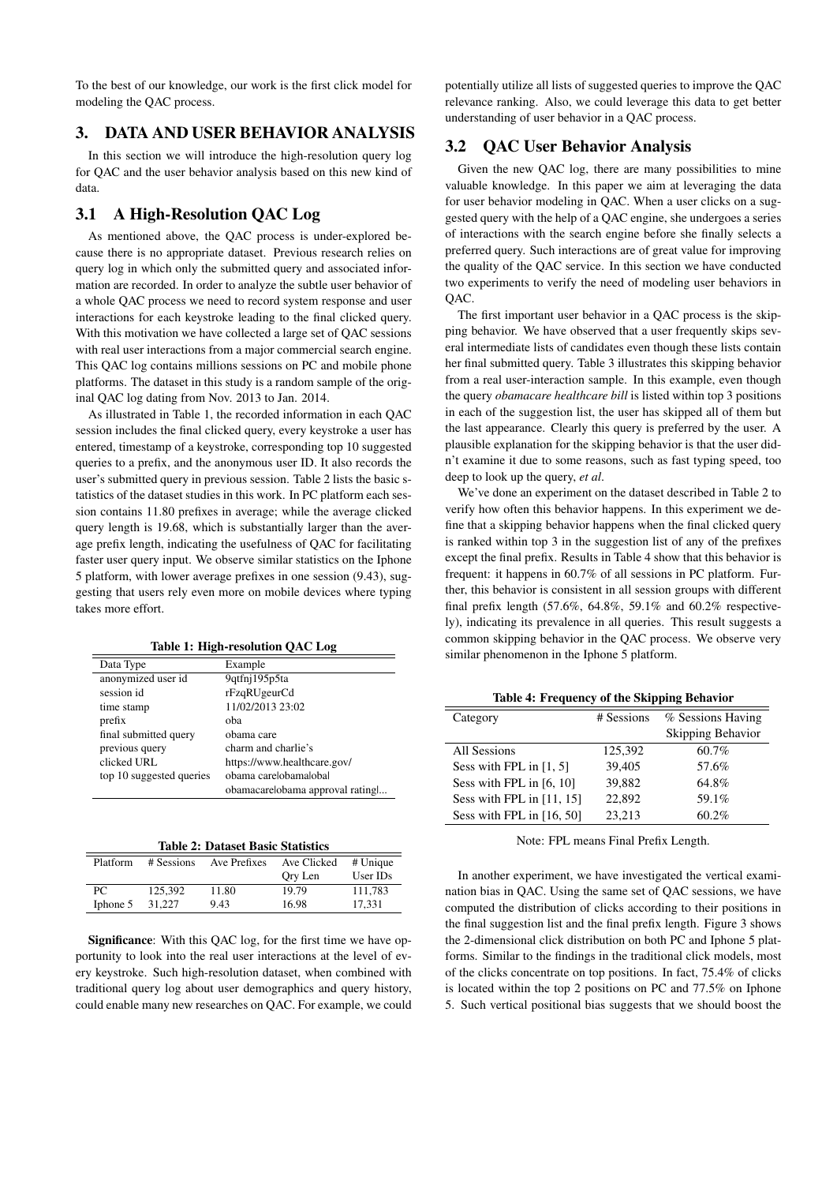To the best of our knowledge, our work is the first click model for modeling the QAC process.

## 3. DATA AND USER BEHAVIOR ANALYSIS

In this section we will introduce the high-resolution query log for QAC and the user behavior analysis based on this new kind of data.

### 3.1 A High-Resolution QAC Log

As mentioned above, the QAC process is under-explored because there is no appropriate dataset. Previous research relies on query log in which only the submitted query and associated information are recorded. In order to analyze the subtle user behavior of a whole QAC process we need to record system response and user interactions for each keystroke leading to the final clicked query. With this motivation we have collected a large set of QAC sessions with real user interactions from a major commercial search engine. This QAC log contains millions sessions on PC and mobile phone platforms. The dataset in this study is a random sample of the original QAC log dating from Nov. 2013 to Jan. 2014.

As illustrated in Table 1, the recorded information in each QAC session includes the final clicked query, every keystroke a user has entered, timestamp of a keystroke, corresponding top 10 suggested queries to a prefix, and the anonymous user ID. It also records the user's submitted query in previous session. Table 2 lists the basic statistics of the dataset studies in this work. In PC platform each session contains 11.80 prefixes in average; while the average clicked query length is 19.68, which is substantially larger than the average prefix length, indicating the usefulness of QAC for facilitating faster user query input. We observe similar statistics on the Iphone 5 platform, with lower average prefixes in one session (9.43), suggesting that users rely even more on mobile devices where typing takes more effort.

**Table 1: High-resolution QAC Log**

| Data Type | Example |
|---|---|
| anonymized user id | 9qtfnj195p5ta |
| session id | rFzqRUgeurCd |
| time stamp | 11/02/2013 23:02 |
| prefix | oba |
| final submitted query | obama care |
| previous query | charm and charlie's |
| clicked URL | https://www.healthcare.gov/ |
| top 10 suggested queries | obama care\|obama\|obal\|obamacare\|obama approval rating\|... |

**Table 2: Dataset Basic Statistics**

| Platform | # Sessions | Ave Prefixes | Ave Clicked Qry Len | # Unique User IDs |
|---|---|---|---|---|
| PC | 125,392 | 11.80 | 19.79 | 111,783 |
| Iphone 5 | 31,227 | 9.43 | 16.98 | 17,331 |

**Significance**: With this QAC log, for the first time we have opportunity to look into the real user interactions at the level of every keystroke. Such high-resolution dataset, when combined with traditional query log about user demographics and query history, could enable many new researches on QAC. For example, we could potentially utilize all lists of suggested queries to improve the QAC relevance ranking. Also, we could leverage this data to get better understanding of user behavior in a QAC process.

### 3.2 QAC User Behavior Analysis

Given the new QAC log, there are many possibilities to mine valuable knowledge. In this paper we aim at leveraging the data for user behavior modeling in QAC. When a user clicks on a suggested query with the help of a QAC engine, she undergoes a series of interactions with the search engine before she finally selects a preferred query. Such interactions are of great value for improving the quality of the QAC service. In this section we have conducted two experiments to verify the need of modeling user behaviors in QAC.

The first important user behavior in a QAC process is the skipping behavior. We have observed that a user frequently skips several intermediate lists of candidates even though these lists contain her final submitted query. Table 3 illustrates this skipping behavior from a real user-interaction sample. In this example, even though the query *obamacare healthcare bill* is listed within top 3 positions in each of the suggestion list, the user has skipped all of them but the last appearance. Clearly this query is preferred by the user. A plausible explanation for the skipping behavior is that the user didn't examine it due to some reasons, such as fast typing speed, too deep to look up the query, *et al*.

We've done an experiment on the dataset described in Table 2 to verify how often this behavior happens. In this experiment we define that a skipping behavior happens when the final clicked query is ranked within top 3 in the suggestion list of any of the prefixes except the final prefix. Results in Table 4 show that this behavior is frequent: it happens in 60.7% of all sessions in PC platform. Further, this behavior is consistent in all session groups with different final prefix length (57.6%, 64.8%, 59.1% and 60.2% respectively), indicating its prevalence in all queries. This result suggests a common skipping behavior in the QAC process. We observe very similar phenomenon in the Iphone 5 platform.

**Table 4: Frequency of the Skipping Behavior**

| Category | # Sessions | % Sessions Having Skipping Behavior |
|---|---|---|
| All Sessions | 125,392 | 60.7% |
| Sess with FPL in [1, 5] | 39,405 | 57.6% |
| Sess with FPL in [6, 10] | 39,882 | 64.8% |
| Sess with FPL in [11, 15] | 22,892 | 59.1% |
| Sess with FPL in [16, 50] | 23,213 | 60.2% |

Note: FPL means Final Prefix Length.

In another experiment, we have investigated the vertical examination bias in QAC. Using the same set of QAC sessions, we have computed the distribution of clicks according to their positions in the final suggestion list and the final prefix length. Figure 3 shows the 2-dimensional click distribution on both PC and Iphone 5 platforms. Similar to the findings in the traditional click models, most of the clicks concentrate on top positions. In fact, 75.4% of clicks is located within the top 2 positions on PC and 77.5% on Iphone 5. Such vertical positional bias suggests that we should boost the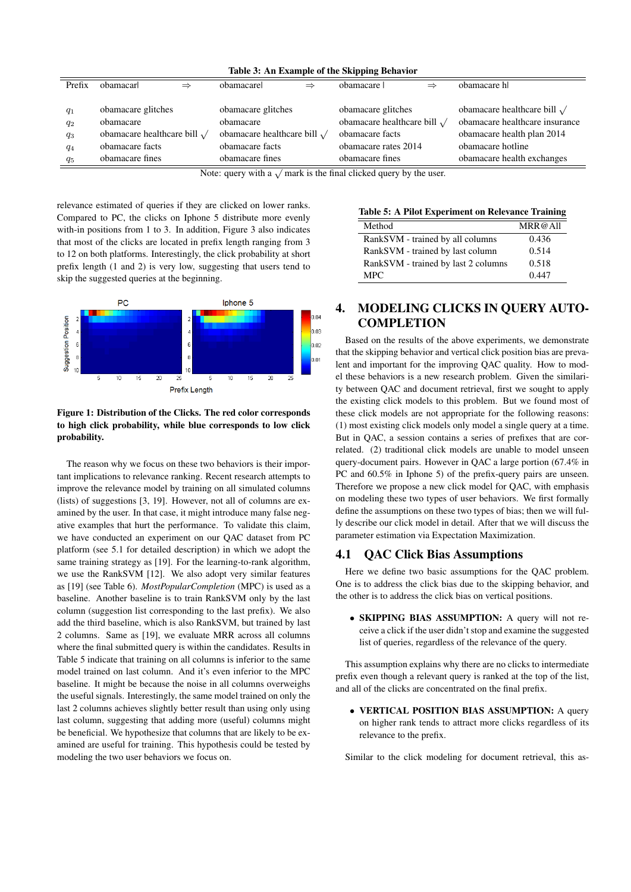**Table 3: An Example of the Skipping Behavior**

| Prefix | obamacarl ⇒ | obamacarel ⇒ | obamacare l ⇒ | obamacare hl |
|---|---|---|---|---|
| $q_1$ | obamacare glitches | obamacare glitches | obamacare glitches | obamacare healthcare bill √ |
| $q_2$ | obamacare | obamacare | obamacare healthcare bill √ | obamacare healthcare insurance |
| $q_3$ | obamacare healthcare bill √ | obamacare healthcare bill √ | obamacare facts | obamacare health plan 2014 |
| $q_4$ | obamacare facts | obamacare facts | obamacare rates 2014 | obamacare hotline |
| $q_5$ | obamacare fines | obamacare fines | obamacare fines | obamacare health exchanges |

Note: query with a √ mark is the final clicked query by the user.

relevance estimated of queries if they are clicked on lower ranks. Compared to PC, the clicks on Iphone 5 distribute more evenly with-in positions from 1 to 3. In addition, Figure 3 also indicates that most of the clicks are located in prefix length ranging from 3 to 12 on both platforms. Interestingly, the click probability at short prefix length (1 and 2) is very low, suggesting that users tend to skip the suggested queries at the beginning.

**Figure 1: Distribution of the Clicks. The red color corresponds to high click probability, while blue corresponds to low click probability.**

The reason why we focus on these two behaviors is their important implications to relevance ranking. Recent research attempts to improve the relevance model by training on all simulated columns (lists) of suggestions [3, 19]. However, not all of columns are examined by the user. In that case, it might introduce many false negative examples that hurt the performance. To validate this claim, we have conducted an experiment on our QAC dataset from PC platform (see 5.1 for detailed description) in which we adopt the same training strategy as [19]. For the learning-to-rank algorithm, we use the RankSVM [12]. We also adopt very similar features as [19] (see Table 6). *MostPopularCompletion* (MPC) is used as a baseline. Another baseline is to train RankSVM only by the last column (suggestion list corresponding to the last prefix). We also add the third baseline, which is also RankSVM, but trained by last 2 columns. Same as [19], we evaluate MRR across all columns where the final submitted query is within the candidates. Results in Table 5 indicate that training on all columns is inferior to the same model trained on last column. And it's even inferior to the MPC baseline. It might be because the noise in all columns overweighs the useful signals. Interestingly, the same model trained on only the last 2 columns achieves slightly better result than using only using last column, suggesting that adding more (useful) columns might be beneficial. We hypothesize that columns that are likely to be examined are useful for training. This hypothesis could be tested by modeling the two user behaviors we focus on.

**Table 5: A Pilot Experiment on Relevance Training**

| Method | MRR@All |
|---|---|
| RankSVM - trained by all columns | 0.436 |
| RankSVM - trained by last column | 0.514 |
| RankSVM - trained by last 2 columns | 0.518 |
| MPC | 0.447 |

# 4. MODELING CLICKS IN QUERY AUTO-COMPLETION

Based on the results of the above experiments, we demonstrate that the skipping behavior and vertical click position bias are prevalent and important for the improving QAC quality. How to model these behaviors is a new research problem. Given the similarity between QAC and document retrieval, first we sought to apply the existing click models to this problem. But we found most of these click models are not appropriate for the following reasons: (1) most existing click models only model a single query at a time. But in QAC, a session contains a series of prefixes that are correlated. (2) traditional click models are unable to model unseen query-document pairs. However in QAC a large portion (67.4% in PC and 60.5% in Iphone 5) of the prefix-query pairs are unseen. Therefore we propose a new click model for QAC, with emphasis on modeling these two types of user behaviors. We first formally define the assumptions on these two types of bias; then we will fully describe our click model in detail. After that we will discuss the parameter estimation via Expectation Maximization.

## 4.1 QAC Click Bias Assumptions

Here we define two basic assumptions for the QAC problem. One is to address the click bias due to the skipping behavior, and the other is to address the click bias on vertical positions.

- **SKIPPING BIAS ASSUMPTION:** A query will not receive a click if the user didn't stop and examine the suggested list of queries, regardless of the relevance of the query.

This assumption explains why there are no clicks to intermediate prefix even though a relevant query is ranked at the top of the list, and all of the clicks are concentrated on the final prefix.

- **VERTICAL POSITION BIAS ASSUMPTION:** A query on higher rank tends to attract more clicks regardless of its relevance to the prefix.

Similar to the click modeling for document retrieval, this as-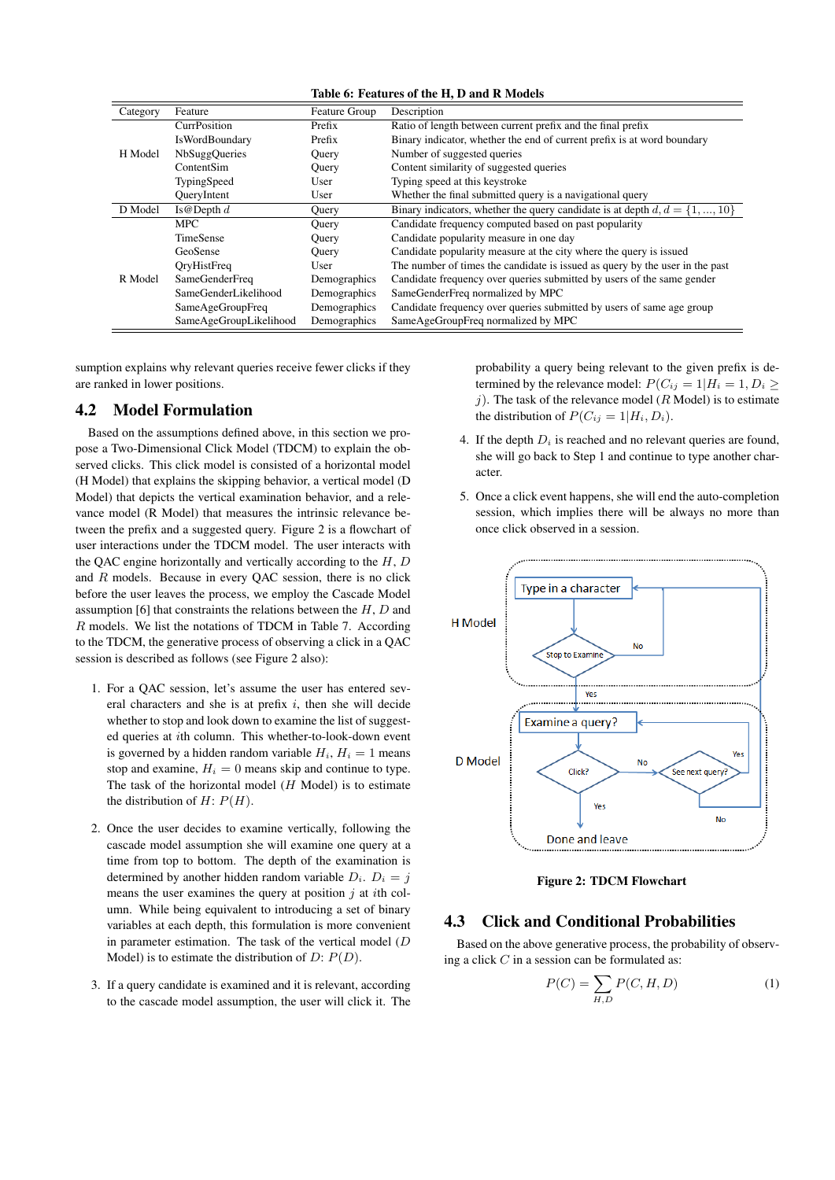**Table 6: Features of the H, D and R Models**

| Category | Feature | Feature Group | Description |
|---|---|---|---|
| H Model | CurrPosition | Prefix | Ratio of length between current prefix and the final prefix |
| | IsWordBoundary | Prefix | Binary indicator, whether the end of current prefix is at word boundary |
| | NbSuggQueries | Query | Number of suggested queries |
| | ContentSim | Query | Content similarity of suggested queries |
| | TypingSpeed | User | Typing speed at this keystroke |
| | QueryIntent | User | Whether the final submitted query is a navigational query |
| D Model | Is@Depth $d$ | Query | Binary indicators, whether the query candidate is at depth $d$, $d = \{1, ..., 10\}$ |
| R Model | MPC | Query | Candidate frequency computed based on past popularity |
| | TimeSense | Query | Candidate popularity measure in one day |
| | GeoSense | Query | Candidate popularity measure at the city where the query is issued |
| | QryHistFreq | User | The number of times the candidate is issued as query by the user in the past |
| | SameGenderFreq | Demographics | Candidate frequency over queries submitted by users of the same gender |
| | SameGenderLikelihood | Demographics | SameGenderFreq normalized by MPC |
| | SameAgeGroupFreq | Demographics | Candidate frequency over queries submitted by users of same age group |
| | SameAgeGroupLikelihood | Demographics | SameAgeGroupFreq normalized by MPC |

sumption explains why relevant queries receive fewer clicks if they are ranked in lower positions.

## 4.2 Model Formulation

Based on the assumptions defined above, in this section we propose a Two-Dimensional Click Model (TDCM) to explain the observed clicks. This click model is consisted of a horizontal model (H Model) that explains the skipping behavior, a vertical model (D Model) that depicts the vertical examination behavior, and a relevance model (R Model) that measures the intrinsic relevance between the prefix and a suggested query. Figure 2 is a flowchart of user interactions under the TDCM model. The user interacts with the QAC engine horizontally and vertically according to the $H$, $D$ and $R$ models. Because in every QAC session, there is no click before the user leaves the process, we employ the Cascade Model assumption [6] that constraints the relations between the $H$, $D$ and $R$ models. We list the notations of TDCM in Table 7. According to the TDCM, the generative process of observing a click in a QAC session is described as follows (see Figure 2 also):

1. For a QAC session, let's assume the user has entered several characters and she is at prefix $i$, then she will decide whether to stop and look down to examine the list of suggested queries at $i$th column. This whether-to-look-down event is governed by a hidden random variable $H_i$, $H_i = 1$ means stop and examine, $H_i = 0$ means skip and continue to type. The task of the horizontal model ($H$ Model) is to estimate the distribution of $H$: $P(H)$.

2. Once the user decides to examine vertically, following the cascade model assumption she will examine one query at a time from top to bottom. The depth of the examination is determined by another hidden random variable $D_i$. $D_i = j$ means the user examines the query at position $j$ at $i$th column. While being equivalent to introducing a set of binary variables at each depth, this formulation is more convenient in parameter estimation. The task of the vertical model ($D$ Model) is to estimate the distribution of $D$: $P(D)$.

3. If a query candidate is examined and it is relevant, according to the cascade model assumption, the user will click it. The probability a query being relevant to the given prefix is determined by the relevance model: $P(C_{ij} = 1|H_i = 1, D_i \geq j)$. The task of the relevance model ($R$ Model) is to estimate the distribution of $P(C_{ij} = 1|H_i, D_i)$.

4. If the depth $D_i$ is reached and no relevant queries are found, she will go back to Step 1 and continue to type another character.

5. Once a click event happens, she will end the auto-completion session, which implies there will be always no more than once click observed in a session.

Figure 2: TDCM Flowchart

## 4.3 Click and Conditional Probabilities

Based on the above generative process, the probability of observing a click $C$ in a session can be formulated as:

$$P(C) = \sum_{H,D} P(C, H, D) \tag{1}$$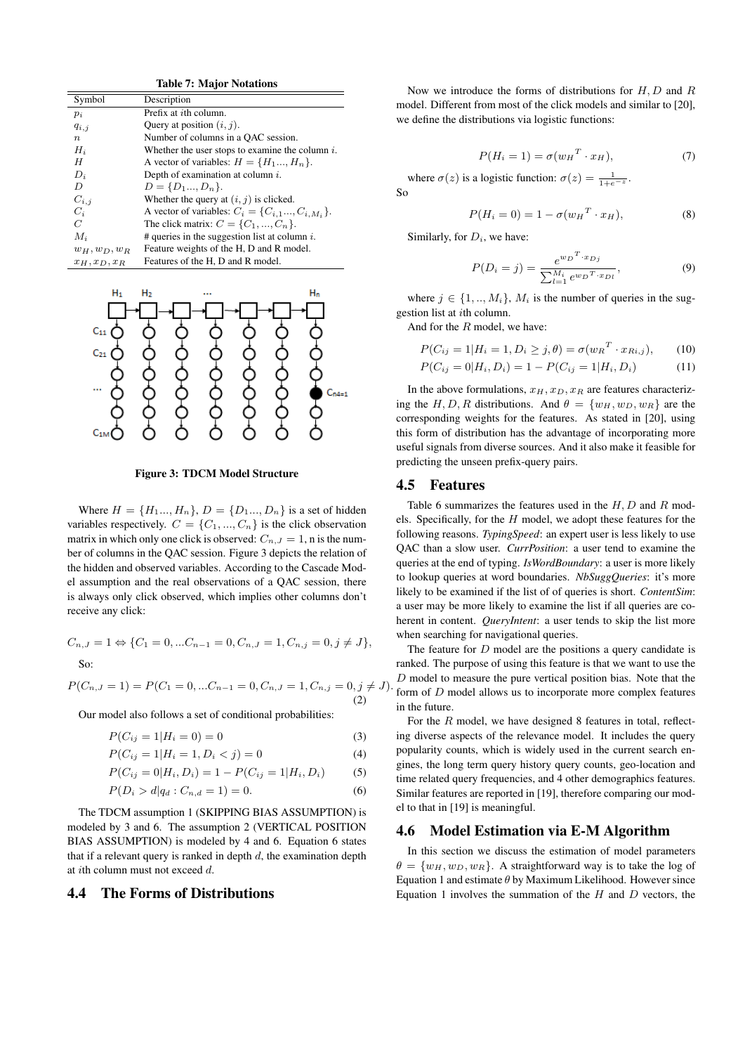**Table 7: Major Notations**

| Symbol | Description |
|---|---|
| $p_i$ | Prefix at $i$th column. |
| $q_{i,j}$ | Query at position $(i, j)$. |
| $n$ | Number of columns in a QAC session. |
| $H_i$ | Whether the user stops to examine the column $i$. |
| $H$ | A vector of variables: $H = \{H_1..., H_n\}$. |
| $D_i$ | Depth of examination at column $i$. |
| $D$ | $D = \{D_1..., D_n\}$. |
| $C_{i,j}$ | Whether the query at $(i, j)$ is clicked. |
| $C_i$ | A vector of variables: $C_i = \{C_{i,1}..., C_{i,M_i}\}$. |
| $C$ | The click matrix: $C = \{C_1, ..., C_n\}$. |
| $M_i$ | # queries in the suggestion list at column $i$. |
| $w_H, w_D, w_R$ | Feature weights of the H, D and R model. |
| $x_H, x_D, x_R$ | Features of the H, D and R model. |

**Figure 3: TDCM Model Structure**

Where $H = \{H_1..., H_n\}$, $D = \{D_1..., D_n\}$ is a set of hidden variables respectively. $C = \{C_1, ..., C_n\}$ is the click observation matrix in which only one click is observed: $C_{n,J} = 1$, n is the number of columns in the QAC session. Figure 3 depicts the relation of the hidden and observed variables. According to the Cascade Model assumption and the real observations of a QAC session, there is always only click observed, which implies other columns don't receive any click:

$$C_{n,J} = 1 \Leftrightarrow \{C_1 = 0, ...C_{n-1} = 0, C_{n,J} = 1, C_{n,j} = 0, j \neq J\},$$

So:

$$P(C_{n,J} = 1) = P(C_1 = 0, ...C_{n-1} = 0, C_{n,J} = 1, C_{n,j} = 0, j \neq J). \tag{2}$$

Our model also follows a set of conditional probabilities:

$$P(C_{ij} = 1|H_i = 0) = 0 \tag{3}$$

$$P(C_{ij} = 1|H_i = 1, D_i < j) = 0 \tag{4}$$

$$P(C_{ij} = 0|H_i, D_i) = 1 - P(C_{ij} = 1|H_i, D_i) \tag{5}$$

$$P(D_i > d|q_d : C_{n,d} = 1) = 0. \tag{6}$$

The TDCM assumption 1 (SKIPPING BIAS ASSUMPTION) is modeled by 3 and 6. The assumption 2 (VERTICAL POSITION BIAS ASSUMPTION) is modeled by 4 and 6. Equation 6 states that if a relevant query is ranked in depth $d$, the examination depth at $i$th column must not exceed $d$.

## 4.4 The Forms of Distributions

Now we introduce the forms of distributions for $H, D$ and $R$ model. Different from most of the click models and similar to [20], we define the distributions via logistic functions:

$$P(H_i = 1) = \sigma({w_H}^T \cdot x_H), \tag{7}$$

where $\sigma(z)$ is a logistic function: $\sigma(z) = \frac{1}{1+e^{-z}}$. So

$$P(H_i = 0) = 1 - \sigma({w_H}^T \cdot x_H), \tag{8}$$

Similarly, for $D_i$, we have:

$$P(D_i = j) = \frac{e^{{w_D}^T \cdot x_{Dj}}}{\sum_{l=1}^{M_i} e^{{w_D}^T \cdot x_{Dl}}}, \tag{9}$$

where $j \in \{1, .., M_i\}$, $M_i$ is the number of queries in the suggestion list at $i$th column.

And for the $R$ model, we have:

$$P(C_{ij} = 1|H_i = 1, D_i \geq j, \theta) = \sigma({w_R}^T \cdot x_{Ri,j}), \tag{10}$$

$$P(C_{ij} = 0|H_i, D_i) = 1 - P(C_{ij} = 1|H_i, D_i) \tag{11}$$

In the above formulations, $x_H, x_D, x_R$ are features characterizing the $H, D, R$ distributions. And $\theta = \{w_H, w_D, w_R\}$ are the corresponding weights for the features. As stated in [20], using this form of distribution has the advantage of incorporating more useful signals from diverse sources. And it also make it feasible for predicting the unseen prefix-query pairs.

## 4.5 Features

Table 6 summarizes the features used in the $H, D$ and $R$ models. Specifically, for the $H$ model, we adopt these features for the following reasons. *TypingSpeed*: an expert user is less likely to use QAC than a slow user. *CurrPosition*: a user tend to examine the queries at the end of typing. *IsWordBoundary*: a user is more likely to lookup queries at word boundaries. *NbSuggQueries*: it's more likely to be examined if the list of of queries is short. *ContentSim*: a user may be more likely to examine the list if all queries are coherent in content. *QueryIntent*: a user tends to skip the list more when searching for navigational queries.

The feature for $D$ model are the positions a query candidate is ranked. The purpose of using this feature is that we want to use the $D$ model to measure the pure vertical position bias. Note that the form of $D$ model allows us to incorporate more complex features in the future.

For the $R$ model, we have designed 8 features in total, reflecting diverse aspects of the relevance model. It includes the query popularity counts, which is widely used in the current search engines, the long term query history query counts, geo-location and time related query frequencies, and 4 other demographics features. Similar features are reported in [19], therefore comparing our model to that in [19] is meaningful.

## 4.6 Model Estimation via E-M Algorithm

In this section we discuss the estimation of model parameters $\theta = \{w_H, w_D, w_R\}$. A straightforward way is to take the log of Equation 1 and estimate $\theta$ by Maximum Likelihood. However since Equation 1 involves the summation of the $H$ and $D$ vectors, the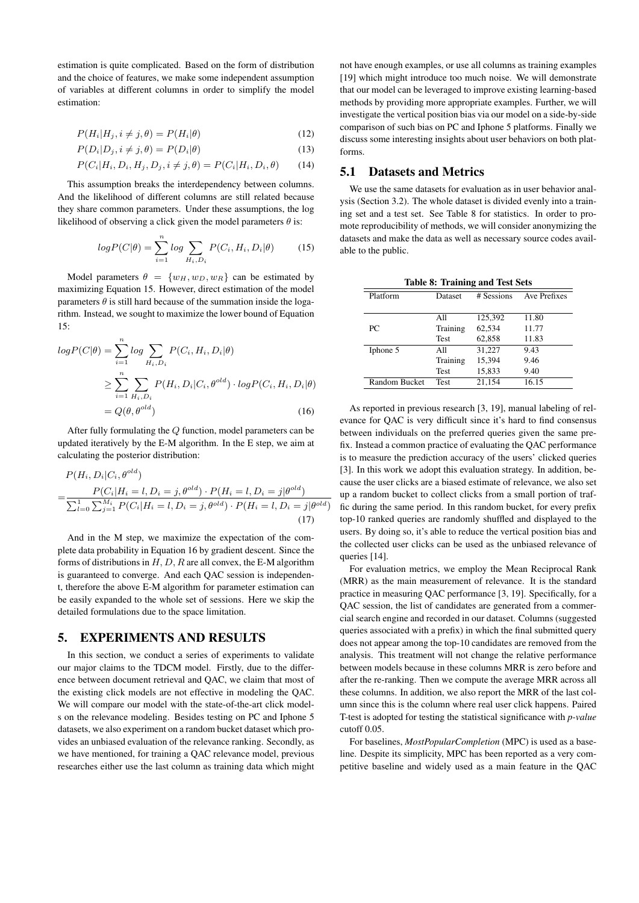estimation is quite complicated. Based on the form of distribution and the choice of features, we make some independent assumption of variables at different columns in order to simplify the model estimation:

$$P(H_i|H_j, i \neq j, \theta) = P(H_i|\theta) \tag{12}$$

$$P(D_i|D_j, i \neq j, \theta) = P(D_i|\theta) \tag{13}$$

$$P(C_i|H_i, D_i, H_j, D_j, i \neq j, \theta) = P(C_i|H_i, D_i, \theta) \tag{14}$$

This assumption breaks the interdependency between columns. And the likelihood of different columns are still related because they share common parameters. Under these assumptions, the log likelihood of observing a click given the model parameters $\theta$ is:

$$logP(C|\theta) = \sum_{i=1}^{n} log \sum_{H_i, D_i} P(C_i, H_i, D_i|\theta) \tag{15}$$

Model parameters $\theta = \{w_H, w_D, w_R\}$ can be estimated by maximizing Equation 15. However, direct estimation of the model parameters $\theta$ is still hard because of the summation inside the logarithm. Instead, we sought to maximize the lower bound of Equation 15:

$$\begin{aligned} logP(C|\theta) &= \sum_{i=1}^{n} log \sum_{H_i, D_i} P(C_i, H_i, D_i|\theta) \\ &\geq \sum_{i=1}^{n} \sum_{H_i, D_i} P(H_i, D_i|C_i, \theta^{old}) \cdot logP(C_i, H_i, D_i|\theta) \\ &= Q(\theta, \theta^{old}) \end{aligned} \tag{16}$$

After fully formulating the $Q$ function, model parameters can be updated iteratively by the E-M algorithm. In the E step, we aim at calculating the posterior distribution:

$$\begin{aligned} &P(H_i, D_i|C_i, \theta^{old}) \\ =&\frac{P(C_i|H_i = l, D_i = j, \theta^{old}) \cdot P(H_i = l, D_i = j|\theta^{old})}{\sum_{l=0}^{1}\sum_{j=1}^{M_i} P(C_i|H_i = l, D_i = j, \theta^{old}) \cdot P(H_i = l, D_i = j|\theta^{old})} \end{aligned} \tag{17}$$

And in the M step, we maximize the expectation of the complete data probability in Equation 16 by gradient descent. Since the forms of distributions in $H$, $D$, $R$ are all convex, the E-M algorithm is guaranteed to converge. And each QAC session is independent, therefore the above E-M algorithm for parameter estimation can be easily expanded to the whole set of sessions. Here we skip the detailed formulations due to the space limitation.

## 5. EXPERIMENTS AND RESULTS

In this section, we conduct a series of experiments to validate our major claims to the TDCM model. Firstly, due to the difference between document retrieval and QAC, we claim that most of the existing click models are not effective in modeling the QAC. We will compare our model with the state-of-the-art click models on the relevance modeling. Besides testing on PC and Iphone 5 datasets, we also experiment on a random bucket dataset which provides an unbiased evaluation of the relevance ranking. Secondly, as we have mentioned, for training a QAC relevance model, previous researches either use the last column as training data which might not have enough examples, or use all columns as training examples [19] which might introduce too much noise. We will demonstrate that our model can be leveraged to improve existing learning-based methods by providing more appropriate examples. Further, we will investigate the vertical position bias via our model on a side-by-side comparison of such bias on PC and Iphone 5 platforms. Finally we discuss some interesting insights about user behaviors on both platforms.

### 5.1 Datasets and Metrics

We use the same datasets for evaluation as in user behavior analysis (Section 3.2). The whole dataset is divided evenly into a training set and a test set. See Table 8 for statistics. In order to promote reproducibility of methods, we will consider anonymizing the datasets and make the data as well as necessary source codes available to the public.

**Table 8: Training and Test Sets**

| Platform | Dataset | # Sessions | Ave Prefixes |
|---|---|---|---|
| PC | All | 125,392 | 11.80 |
| | Training | 62,534 | 11.77 |
| | Test | 62,858 | 11.83 |
| Iphone 5 | All | 31,227 | 9.43 |
| | Training | 15,394 | 9.46 |
| | Test | 15,833 | 9.40 |
| Random Bucket | Test | 21,154 | 16.15 |

As reported in previous research [3, 19], manual labeling of relevance for QAC is very difficult since it's hard to find consensus between individuals on the preferred queries given the same prefix. Instead a common practice of evaluating the QAC performance is to measure the prediction accuracy of the users' clicked queries [3]. In this work we adopt this evaluation strategy. In addition, because the user clicks are a biased estimate of relevance, we also set up a random bucket to collect clicks from a small portion of traffic during the same period. In this random bucket, for every prefix top-10 ranked queries are randomly shuffled and displayed to the users. By doing so, it's able to reduce the vertical position bias and the collected user clicks can be used as the unbiased relevance of queries [14].

For evaluation metrics, we employ the Mean Reciprocal Rank (MRR) as the main measurement of relevance. It is the standard practice in measuring QAC performance [3, 19]. Specifically, for a QAC session, the list of candidates are generated from a commercial search engine and recorded in our dataset. Columns (suggested queries associated with a prefix) in which the final submitted query does not appear among the top-10 candidates are removed from the analysis. This treatment will not change the relative performance between models because in these columns MRR is zero before and after the re-ranking. Then we compute the average MRR across all these columns. In addition, we also report the MRR of the last column since this is the column where real user click happens. Paired T-test is adopted for testing the statistical significance with *p-value* cutoff 0.05.

For baselines, *MostPopularCompletion* (MPC) is used as a baseline. Despite its simplicity, MPC has been reported as a very competitive baseline and widely used as a main feature in the QAC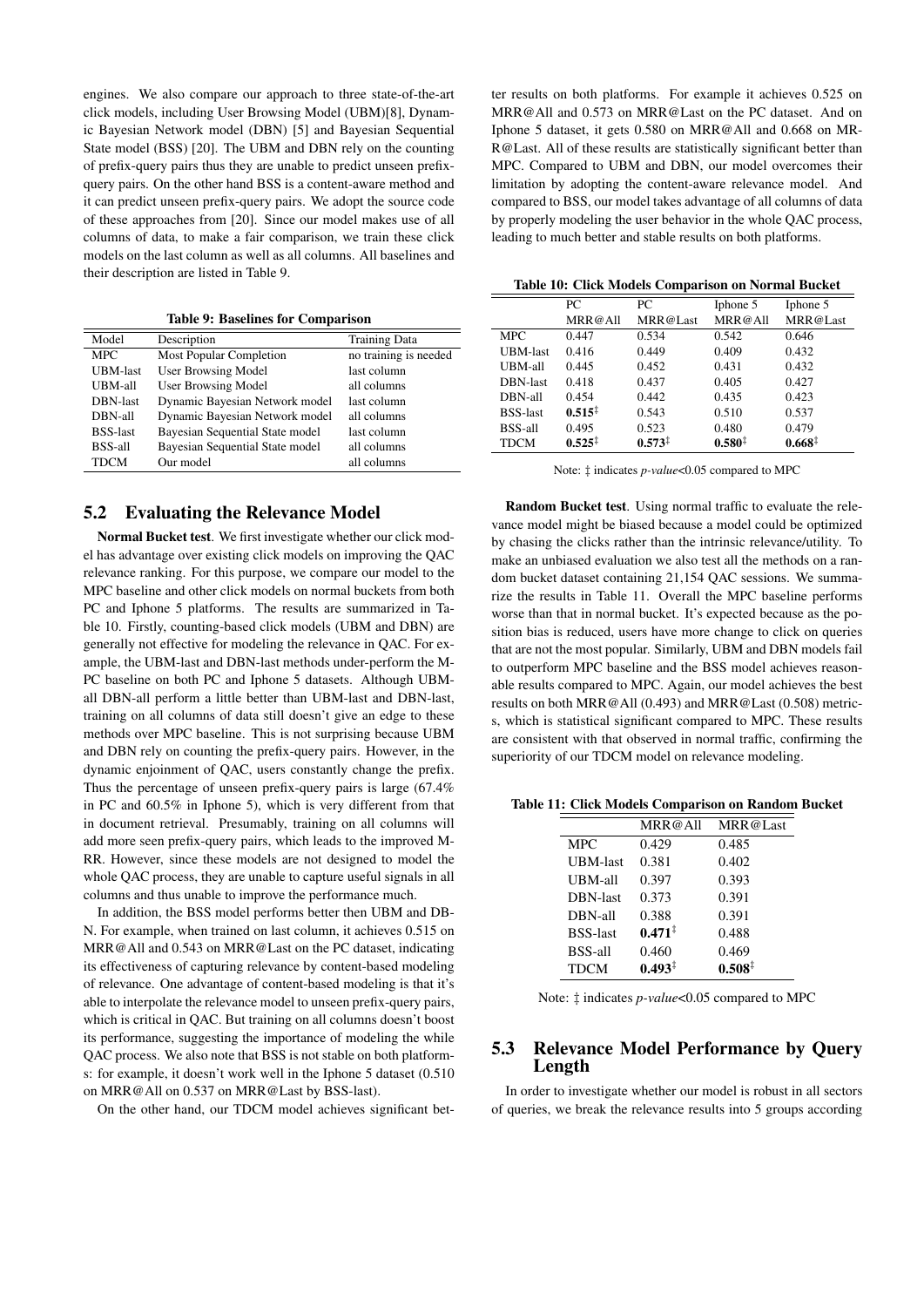engines. We also compare our approach to three state-of-the-art click models, including User Browsing Model (UBM)[8], Dynamic Bayesian Network model (DBN) [5] and Bayesian Sequential State model (BSS) [20]. The UBM and DBN rely on the counting of prefix-query pairs thus they are unable to predict unseen prefix-query pairs. On the other hand BSS is a content-aware method and it can predict unseen prefix-query pairs. We adopt the source code of these approaches from [20]. Since our model makes use of all columns of data, to make a fair comparison, we train these click models on the last column as well as all columns. All baselines and their description are listed in Table 9.

**Table 9: Baselines for Comparison**

| Model | Description | Training Data |
|---|---|---|
| MPC | Most Popular Completion | no training is needed |
| UBM-last | User Browsing Model | last column |
| UBM-all | User Browsing Model | all columns |
| DBN-last | Dynamic Bayesian Network model | last column |
| DBN-all | Dynamic Bayesian Network model | all columns |
| BSS-last | Bayesian Sequential State model | last column |
| BSS-all | Bayesian Sequential State model | all columns |
| TDCM | Our model | all columns |

## 5.2 Evaluating the Relevance Model

**Normal Bucket test**. We first investigate whether our click model has advantage over existing click models on improving the QAC relevance ranking. For this purpose, we compare our model to the MPC baseline and other click models on normal buckets from both PC and Iphone 5 platforms. The results are summarized in Table 10. Firstly, counting-based click models (UBM and DBN) are generally not effective for modeling the relevance in QAC. For example, the UBM-last and DBN-last methods under-perform the MPC baseline on both PC and Iphone 5 datasets. Although UBM-all DBN-all perform a little better than UBM-last and DBN-last, training on all columns of data still doesn't give an edge to these methods over MPC baseline. This is not surprising because UBM and DBN rely on counting the prefix-query pairs. However, in the dynamic enjoinment of QAC, users constantly change the prefix. Thus the percentage of unseen prefix-query pairs is large (67.4% in PC and 60.5% in Iphone 5), which is very different from that in document retrieval. Presumably, training on all columns will add more seen prefix-query pairs, which leads to the improved MRR. However, since these models are not designed to model the whole QAC process, they are unable to capture useful signals in all columns and thus unable to improve the performance much.

In addition, the BSS model performs better then UBM and DBN. For example, when trained on last column, it achieves 0.515 on MRR@All and 0.543 on MRR@Last on the PC dataset, indicating its effectiveness of capturing relevance by content-based modeling of relevance. One advantage of content-based modeling is that it's able to interpolate the relevance model to unseen prefix-query pairs, which is critical in QAC. But training on all columns doesn't boost its performance, suggesting the importance of modeling the while QAC process. We also note that BSS is not stable on both platforms: for example, it doesn't work well in the Iphone 5 dataset (0.510 on MRR@All on 0.537 on MRR@Last by BSS-last).

On the other hand, our TDCM model achieves significant better results on both platforms. For example it achieves 0.525 on MRR@All and 0.573 on MRR@Last on the PC dataset. And on Iphone 5 dataset, it gets 0.580 on MRR@All and 0.668 on MRR@Last. All of these results are statistically significant better than MPC. Compared to UBM and DBN, our model overcomes their limitation by adopting the content-aware relevance model. And compared to BSS, our model takes advantage of all columns of data by properly modeling the user behavior in the whole QAC process, leading to much better and stable results on both platforms.

**Table 10: Click Models Comparison on Normal Bucket**

| | PC MRR@All | PC MRR@Last | Iphone 5 MRR@All | Iphone 5 MRR@Last |
|---|---|---|---|---|
| MPC | 0.447 | 0.534 | 0.542 | 0.646 |
| UBM-last | 0.416 | 0.449 | 0.409 | 0.432 |
| UBM-all | 0.445 | 0.452 | 0.431 | 0.432 |
| DBN-last | 0.418 | 0.437 | 0.405 | 0.427 |
| DBN-all | 0.454 | 0.442 | 0.435 | 0.423 |
| BSS-last | **0.515**‡ | 0.543 | 0.510 | 0.537 |
| BSS-all | 0.495 | 0.523 | 0.480 | 0.479 |
| TDCM | **0.525**‡ | **0.573**‡ | **0.580**‡ | **0.668**‡ |

Note: ‡ indicates *p-value*<0.05 compared to MPC

**Random Bucket test**. Using normal traffic to evaluate the relevance model might be biased because a model could be optimized by chasing the clicks rather than the intrinsic relevance/utility. To make an unbiased evaluation we also test all the methods on a random bucket dataset containing 21,154 QAC sessions. We summarize the results in Table 11. Overall the MPC baseline performs worse than that in normal bucket. It's expected because as the position bias is reduced, users have more change to click on queries that are not the most popular. Similarly, UBM and DBN models fail to outperform MPC baseline and the BSS model achieves reasonable results compared to MPC. Again, our model achieves the best results on both MRR@All (0.493) and MRR@Last (0.508) metrics, which is statistical significant compared to MPC. These results are consistent with that observed in normal traffic, confirming the superiority of our TDCM model on relevance modeling.

**Table 11: Click Models Comparison on Random Bucket**

| | MRR@All | MRR@Last |
|---|---|---|
| MPC | 0.429 | 0.485 |
| UBM-last | 0.381 | 0.402 |
| UBM-all | 0.397 | 0.393 |
| DBN-last | 0.373 | 0.391 |
| DBN-all | 0.388 | 0.391 |
| BSS-last | **0.471**‡ | 0.488 |
| BSS-all | 0.460 | 0.469 |
| TDCM | **0.493**‡ | **0.508**‡ |

Note: ‡ indicates *p-value*<0.05 compared to MPC

## 5.3 Relevance Model Performance by Query Length

In order to investigate whether our model is robust in all sectors of queries, we break the relevance results into 5 groups according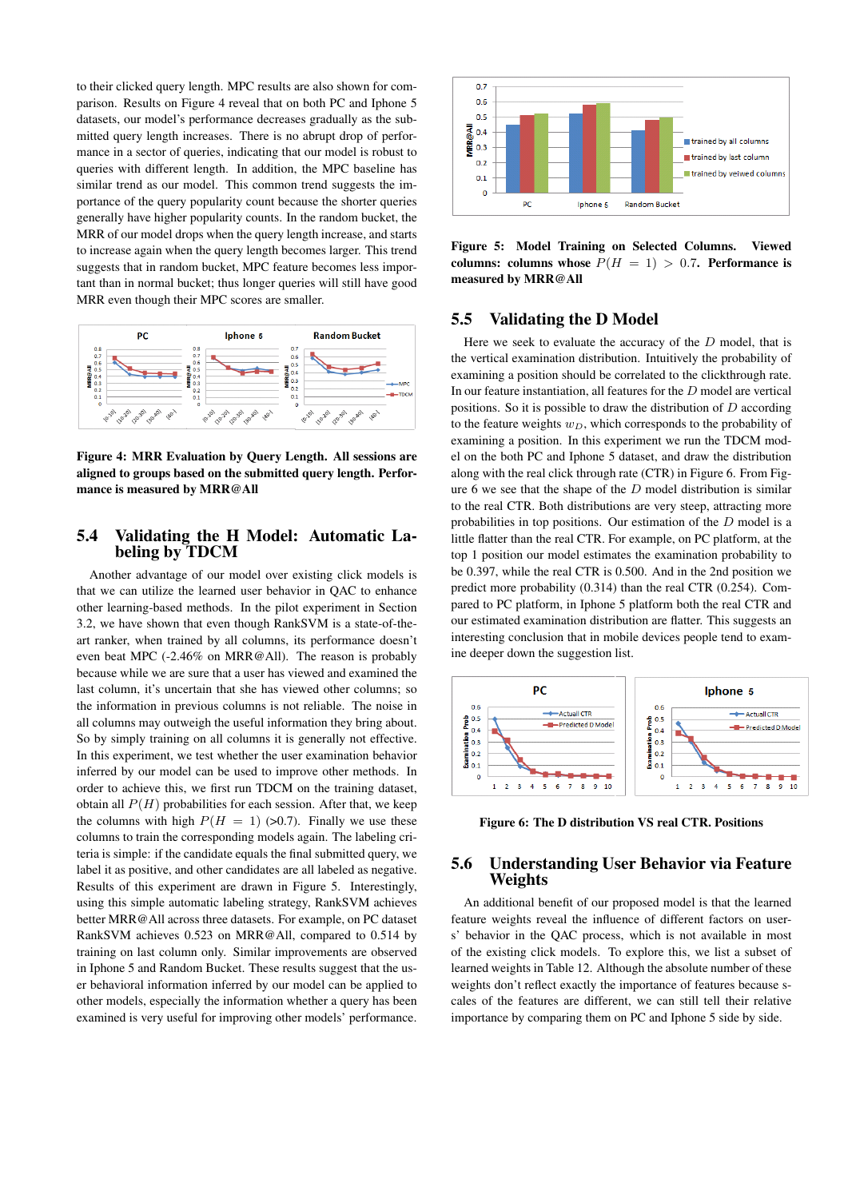to their clicked query length. MPC results are also shown for comparison. Results on Figure 4 reveal that on both PC and Iphone 5 datasets, our model's performance decreases gradually as the submitted query length increases. There is no abrupt drop of performance in a sector of queries, indicating that our model is robust to queries with different length. In addition, the MPC baseline has similar trend as our model. This common trend suggests the importance of the query popularity count because the shorter queries generally have higher popularity counts. In the random bucket, the MRR of our model drops when the query length increase, and starts to increase again when the query length becomes larger. This trend suggests that in random bucket, MPC feature becomes less important than in normal bucket; thus longer queries will still have good MRR even though their MPC scores are smaller.

**Figure 4: MRR Evaluation by Query Length. All sessions are aligned to groups based on the submitted query length. Performance is measured by MRR@All**

## 5.4 Validating the H Model: Automatic Labeling by TDCM

Another advantage of our model over existing click models is that we can utilize the learned user behavior in QAC to enhance other learning-based methods. In the pilot experiment in Section 3.2, we have shown that even though RankSVM is a state-of-the-art ranker, when trained by all columns, its performance doesn't even beat MPC (-2.46% on MRR@All). The reason is probably because while we are sure that a user has viewed and examined the last column, it's uncertain that she has viewed other columns; so the information in previous columns is not reliable. The noise in all columns may outweigh the useful information they bring about. So by simply training on all columns it is generally not effective. In this experiment, we test whether the user examination behavior inferred by our model can be used to improve other methods. In order to achieve this, we first run TDCM on the training dataset, obtain all $P(H)$ probabilities for each session. After that, we keep the columns with high $P(H = 1)$ (>0.7). Finally we use these columns to train the corresponding models again. The labeling criteria is simple: if the candidate equals the final submitted query, we label it as positive, and other candidates are all labeled as negative. Results of this experiment are drawn in Figure 5. Interestingly, using this simple automatic labeling strategy, RankSVM achieves better MRR@All across three datasets. For example, on PC dataset RankSVM achieves 0.523 on MRR@All, compared to 0.514 by training on last column only. Similar improvements are observed in Iphone 5 and Random Bucket. These results suggest that the user behavioral information inferred by our model can be applied to other models, especially the information whether a query has been examined is very useful for improving other models' performance.

**Figure 5: Model Training on Selected Columns. Viewed columns: columns whose $P(H = 1) > 0.7$. Performance is measured by MRR@All**

## 5.5 Validating the D Model

Here we seek to evaluate the accuracy of the $D$ model, that is the vertical examination distribution. Intuitively the probability of examining a position should be correlated to the clickthrough rate. In our feature instantiation, all features for the $D$ model are vertical positions. So it is possible to draw the distribution of $D$ according to the feature weights $w_D$, which corresponds to the probability of examining a position. In this experiment we run the TDCM model on the both PC and Iphone 5 dataset, and draw the distribution along with the real click through rate (CTR) in Figure 6. From Figure 6 we see that the shape of the $D$ model distribution is similar to the real CTR. Both distributions are very steep, attracting more probabilities in top positions. Our estimation of the $D$ model is a little flatter than the real CTR. For example, on PC platform, at the top 1 position our model estimates the examination probability to be 0.397, while the real CTR is 0.500. And in the 2nd position we predict more probability (0.314) than the real CTR (0.254). Compared to PC platform, in Iphone 5 platform both the real CTR and our estimated examination distribution are flatter. This suggests an interesting conclusion that in mobile devices people tend to examine deeper down the suggestion list.

**Figure 6: The D distribution VS real CTR. Positions**

## 5.6 Understanding User Behavior via Feature Weights

An additional benefit of our proposed model is that the learned feature weights reveal the influence of different factors on users' behavior in the QAC process, which is not available in most of the existing click models. To explore this, we list a subset of learned weights in Table 12. Although the absolute number of these weights don't reflect exactly the importance of features because scales of the features are different, we can still tell their relative importance by comparing them on PC and Iphone 5 side by side.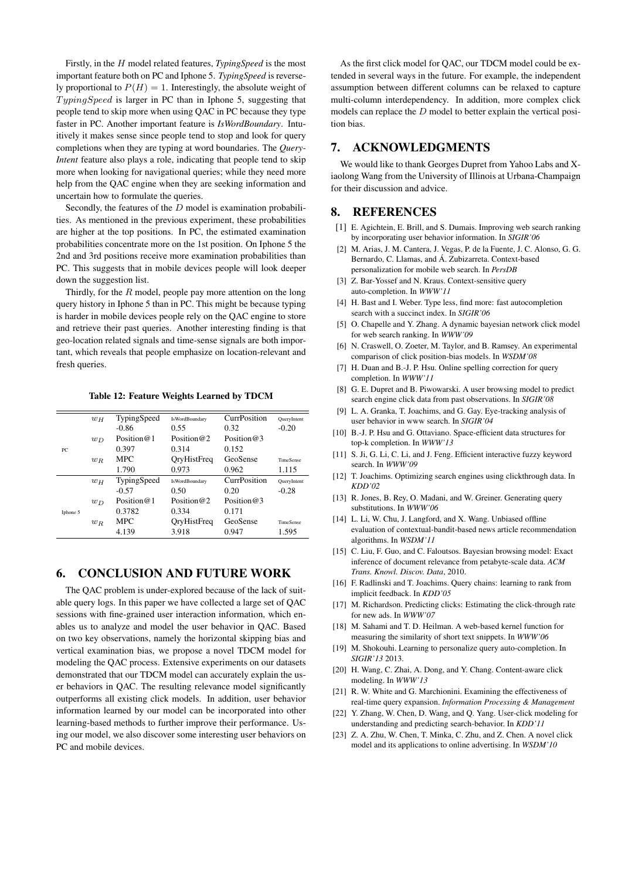Firstly, in the $H$ model related features, *TypingSpeed* is the most important feature both on PC and Iphone 5. *TypingSpeed* is reversely proportional to $P(H) = 1$. Interestingly, the absolute weight of $TypingSpeed$ is larger in PC than in Iphone 5, suggesting that people tend to skip more when using QAC in PC because they type faster in PC. Another important feature is *IsWordBoundary*. Intuitively it makes sense since people tend to stop and look for query completions when they are typing at word boundaries. The *QueryIntent* feature also plays a role, indicating that people tend to skip more when looking for navigational queries; while they need more help from the QAC engine when they are seeking information and uncertain how to formulate the queries.

Secondly, the features of the $D$ model is examination probabilities. As mentioned in the previous experiment, these probabilities are higher at the top positions. In PC, the estimated examination probabilities concentrate more on the 1st position. On Iphone 5 the 2nd and 3rd positions receive more examination probabilities than PC. This suggests that in mobile devices people will look deeper down the suggestion list.

Thirdly, for the $R$ model, people pay more attention on the long query history in Iphone 5 than in PC. This might be because typing is harder in mobile devices people rely on the QAC engine to store and retrieve their past queries. Another interesting finding is that geo-location related signals and time-sense signals are both important, which reveals that people emphasize on location-relevant and fresh queries.

**Table 12: Feature Weights Learned by TDCM**

| | | | | | |
|---|---|---|---|---|---|
| PC | $w_H$ | TypingSpeed | IsWordBoundary | CurrPosition | QueryIntent |
| | | -0.86 | 0.55 | 0.32 | -0.20 |
| | $w_D$ | Position@1 | Position@2 | Position@3 | |
| | | 0.397 | 0.314 | 0.152 | |
| | $w_R$ | MPC | QryHistFreq | GeoSense | TimeSense |
| | | 1.790 | 0.973 | 0.962 | 1.115 |
| Iphone 5 | $w_H$ | TypingSpeed | IsWordBoundary | CurrPosition | QueryIntent |
| | | -0.57 | 0.50 | 0.20 | -0.28 |
| | $w_D$ | Position@1 | Position@2 | Position@3 | |
| | | 0.3782 | 0.334 | 0.171 | |
| | $w_R$ | MPC | QryHistFreq | GeoSense | TimeSense |
| | | 4.139 | 3.918 | 0.947 | 1.595 |

## 6. CONCLUSION AND FUTURE WORK

The QAC problem is under-explored because of the lack of suitable query logs. In this paper we have collected a large set of QAC sessions with fine-grained user interaction information, which enables us to analyze and model the user behavior in QAC. Based on two key observations, namely the horizontal skipping bias and vertical examination bias, we propose a novel TDCM model for modeling the QAC process. Extensive experiments on our datasets demonstrated that our TDCM model can accurately explain the user behaviors in QAC. The resulting relevance model significantly outperforms all existing click models. In addition, user behavior information learned by our model can be incorporated into other learning-based methods to further improve their performance. Using our model, we also discover some interesting user behaviors on PC and mobile devices.

As the first click model for QAC, our TDCM model could be extended in several ways in the future. For example, the independent assumption between different columns can be relaxed to capture multi-column interdependency. In addition, more complex click models can replace the $D$ model to better explain the vertical position bias.

## 7. ACKNOWLEDGMENTS

We would like to thank Georges Dupret from Yahoo Labs and Xiaolong Wang from the University of Illinois at Urbana-Champaign for their discussion and advice.

## 8. REFERENCES

[1] E. Agichtein, E. Brill, and S. Dumais. Improving web search ranking by incorporating user behavior information. In *SIGIR'06*

[2] M. Arias, J. M. Cantera, J. Vegas, P. de la Fuente, J. C. Alonso, G. G. Bernardo, C. Llamas, and Á. Zubizarreta. Context-based personalization for mobile web search. In *PersDB*

[3] Z. Bar-Yossef and N. Kraus. Context-sensitive query auto-completion. In *WWW'11*

[4] H. Bast and I. Weber. Type less, find more: fast autocompletion search with a succinct index. In *SIGIR'06*

[5] O. Chapelle and Y. Zhang. A dynamic bayesian network click model for web search ranking. In *WWW'09*

[6] N. Craswell, O. Zoeter, M. Taylor, and B. Ramsey. An experimental comparison of click position-bias models. In *WSDM'08*

[7] H. Duan and B.-J. P. Hsu. Online spelling correction for query completion. In *WWW'11*

[8] G. E. Dupret and B. Piwowarski. A user browsing model to predict search engine click data from past observations. In *SIGIR'08*

[9] L. A. Granka, T. Joachims, and G. Gay. Eye-tracking analysis of user behavior in www search. In *SIGIR'04*

[10] B.-J. P. Hsu and G. Ottaviano. Space-efficient data structures for top-k completion. In *WWW'13*

[11] S. Ji, G. Li, C. Li, and J. Feng. Efficient interactive fuzzy keyword search. In *WWW'09*

[12] T. Joachims. Optimizing search engines using clickthrough data. In *KDD'02*

[13] R. Jones, B. Rey, O. Madani, and W. Greiner. Generating query substitutions. In *WWW'06*

[14] L. Li, W. Chu, J. Langford, and X. Wang. Unbiased offline evaluation of contextual-bandit-based news article recommendation algorithms. In *WSDM'11*

[15] C. Liu, F. Guo, and C. Faloutsos. Bayesian browsing model: Exact inference of document relevance from petabyte-scale data. *ACM Trans. Knowl. Discov. Data*, 2010.

[16] F. Radlinski and T. Joachims. Query chains: learning to rank from implicit feedback. In *KDD'05*

[17] M. Richardson. Predicting clicks: Estimating the click-through rate for new ads. In *WWW'07*

[18] M. Sahami and T. D. Heilman. A web-based kernel function for measuring the similarity of short text snippets. In *WWW'06*

[19] M. Shokouhi. Learning to personalize query auto-completion. In *SIGIR'13* 2013.

[20] H. Wang, C. Zhai, A. Dong, and Y. Chang. Content-aware click modeling. In *WWW'13*

[21] R. W. White and G. Marchionini. Examining the effectiveness of real-time query expansion. *Information Processing & Management*

[22] Y. Zhang, W. Chen, D. Wang, and Q. Yang. User-click modeling for understanding and predicting search-behavior. In *KDD'11*

[23] Z. A. Zhu, W. Chen, T. Minka, C. Zhu, and Z. Chen. A novel click model and its applications to online advertising. In *WSDM'10*